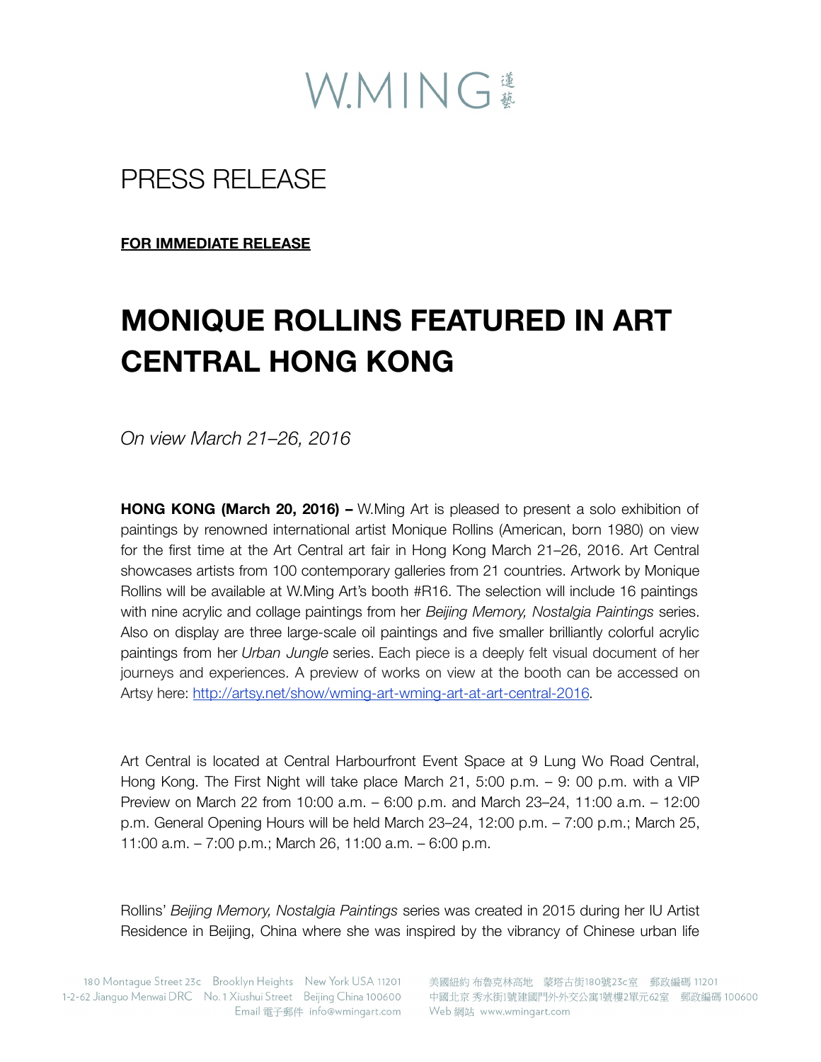W.MING 蓮藝

# PRESS RELEASE

**FOR IMMEDIATE RELEASE**

# MONIQUE ROLLINS FEATURED IN ART CENTRAL HONG KONG

*On view March 21–26, 2016*

**HONG KONG (March 20, 2016) –** W.Ming Art is pleased to present a solo exhibition of paintings by renowned international artist Monique Rollins (American, born 1980) on view for the first time at the Art Central art fair in Hong Kong March 21–26, 2016. Art Central showcases artists from 100 contemporary galleries from 21 countries. Artwork by Monique Rollins will be available at W.Ming Art's booth #R16. The selection will include 16 paintings with nine acrylic and collage paintings from her *Beijing Memory, Nostalgia Paintings* series. Also on display are three large-scale oil paintings and five smaller brilliantly colorful acrylic paintings from her *Urban Jungle* series. Each piece is a deeply felt visual document of her journeys and experiences. A preview of works on view at the booth can be accessed on Artsy here: http://artsy.net/show/wming-art-wming-art-at-art-central-2016.

Art Central is located at Central Harbourfront Event Space at 9 Lung Wo Road Central, Hong Kong. The First Night will take place March 21, 5:00 p.m. – 9: 00 p.m. with a VIP Preview on March 22 from 10:00 a.m. – 6:00 p.m. and March 23–24, 11:00 a.m. – 12:00 p.m. General Opening Hours will be held March 23–24, 12:00 p.m. – 7:00 p.m.; March 25, 11:00 a.m. – 7:00 p.m.; March 26, 11:00 a.m. – 6:00 p.m.

Rollins' *Beijing Memory, Nostalgia Paintings* series was created in 2015 during her IU Artist Residence in Beijing, China where she was inspired by the vibrancy of Chinese urban life

180 Montague Street 23c Brooklyn Heights New York USA 11201
1-2-62 Jianguo Menwai DRC No. 1 Xiushui Street Beijing China 100600
Email 電子郵件 info@wmingart.com

美國紐約 布魯克林高地 蒙塔古街180號23c室 郵政編碼 11201
中國北京 秀水街1號建國門外外交公寓1號樓2單元62室 郵政編碼 100600
Web 網站 www.wmingart.com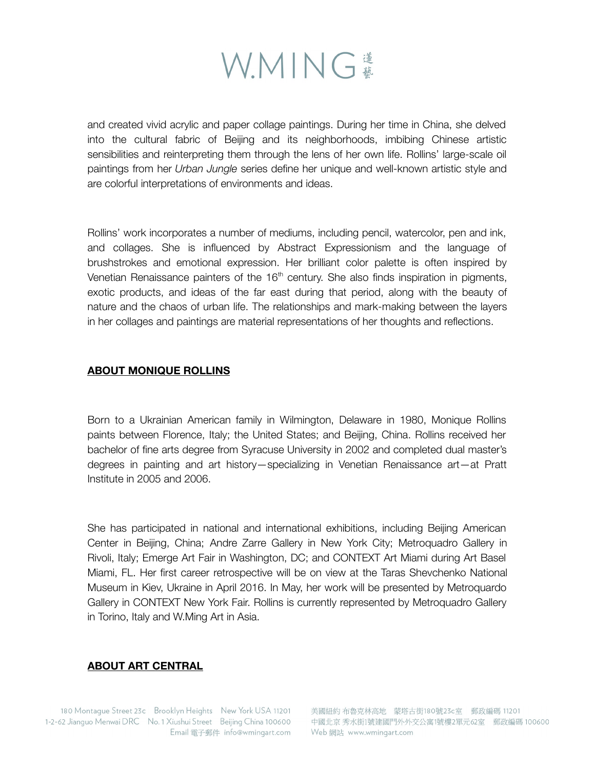and created vivid acrylic and paper collage paintings. During her time in China, she delved into the cultural fabric of Beijing and its neighborhoods, imbibing Chinese artistic sensibilities and reinterpreting them through the lens of her own life. Rollins' large-scale oil paintings from her *Urban Jungle* series define her unique and well-known artistic style and are colorful interpretations of environments and ideas.

Rollins' work incorporates a number of mediums, including pencil, watercolor, pen and ink, and collages. She is influenced by Abstract Expressionism and the language of brushstrokes and emotional expression. Her brilliant color palette is often inspired by Venetian Renaissance painters of the 16th century. She also finds inspiration in pigments, exotic products, and ideas of the far east during that period, along with the beauty of nature and the chaos of urban life. The relationships and mark-making between the layers in her collages and paintings are material representations of her thoughts and reflections.

**ABOUT MONIQUE ROLLINS**

Born to a Ukrainian American family in Wilmington, Delaware in 1980, Monique Rollins paints between Florence, Italy; the United States; and Beijing, China. Rollins received her bachelor of fine arts degree from Syracuse University in 2002 and completed dual master's degrees in painting and art history—specializing in Venetian Renaissance art—at Pratt Institute in 2005 and 2006.

She has participated in national and international exhibitions, including Beijing American Center in Beijing, China; Andre Zarre Gallery in New York City; Metroquadro Gallery in Rivoli, Italy; Emerge Art Fair in Washington, DC; and CONTEXT Art Miami during Art Basel Miami, FL. Her first career retrospective will be on view at the Taras Shevchenko National Museum in Kiev, Ukraine in April 2016. In May, her work will be presented by Metroquardo Gallery in CONTEXT New York Fair. Rollins is currently represented by Metroquadro Gallery in Torino, Italy and W.Ming Art in Asia.

**ABOUT ART CENTRAL**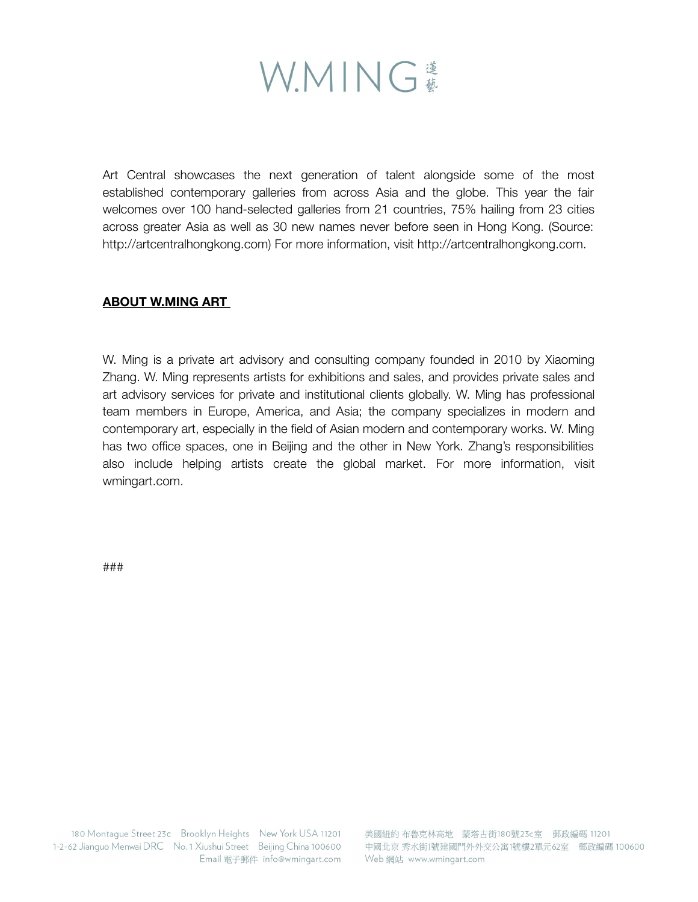Art Central showcases the next generation of talent alongside some of the most established contemporary galleries from across Asia and the globe. This year the fair welcomes over 100 hand-selected galleries from 21 countries, 75% hailing from 23 cities across greater Asia as well as 30 new names never before seen in Hong Kong. (Source: http://artcentralhongkong.com) For more information, visit http://artcentralhongkong.com.

**ABOUT W.MING ART**

W. Ming is a private art advisory and consulting company founded in 2010 by Xiaoming Zhang. W. Ming represents artists for exhibitions and sales, and provides private sales and art advisory services for private and institutional clients globally. W. Ming has professional team members in Europe, America, and Asia; the company specializes in modern and contemporary art, especially in the field of Asian modern and contemporary works. W. Ming has two office spaces, one in Beijing and the other in New York. Zhang's responsibilities also include helping artists create the global market. For more information, visit wmingart.com.

###